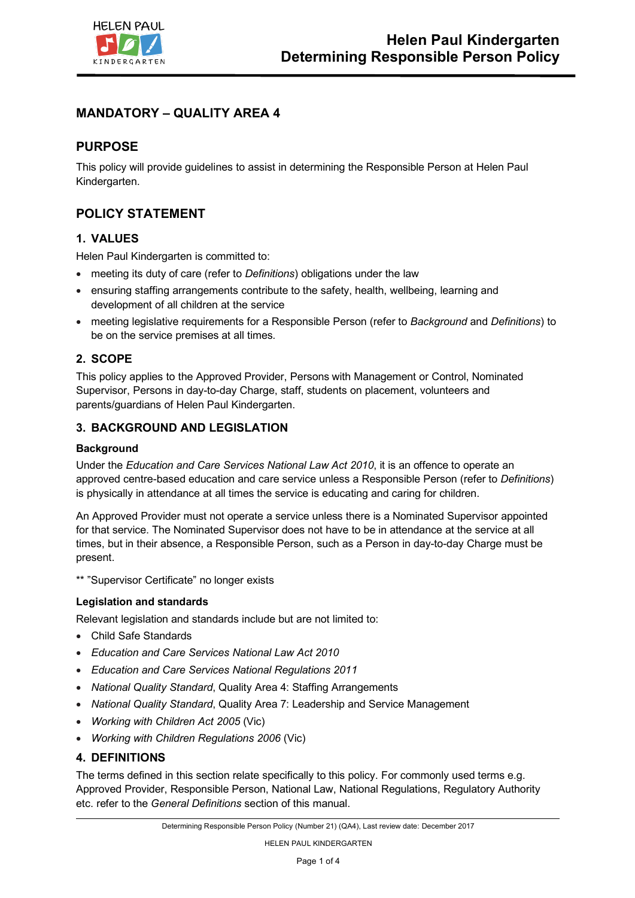# Helen Paul Kindergarten Determining Responsible Person Policy

## MANDATORY – QUALITY AREA 4

## PURPOSE

This policy will provide guidelines to assist in determining the Responsible Person at Helen Paul Kindergarten.

## POLICY STATEMENT

### 1. VALUES

Helen Paul Kindergarten is committed to:

- meeting its duty of care (refer to *Definitions*) obligations under the law
- ensuring staffing arrangements contribute to the safety, health, wellbeing, learning and development of all children at the service
- meeting legislative requirements for a Responsible Person (refer to *Background* and *Definitions*) to be on the service premises at all times.

### 2. SCOPE

This policy applies to the Approved Provider, Persons with Management or Control, Nominated Supervisor, Persons in day-to-day Charge, staff, students on placement, volunteers and parents/guardians of Helen Paul Kindergarten.

### 3. BACKGROUND AND LEGISLATION

**Background**

Under the *Education and Care Services National Law Act 2010*, it is an offence to operate an approved centre-based education and care service unless a Responsible Person (refer to *Definitions*) is physically in attendance at all times the service is educating and caring for children.

An Approved Provider must not operate a service unless there is a Nominated Supervisor appointed for that service. The Nominated Supervisor does not have to be in attendance at the service at all times, but in their absence, a Responsible Person, such as a Person in day-to-day Charge must be present.

** "Supervisor Certificate" no longer exists

**Legislation and standards**

Relevant legislation and standards include but are not limited to:

- Child Safe Standards
- *Education and Care Services National Law Act 2010*
- *Education and Care Services National Regulations 2011*
- *National Quality Standard*, Quality Area 4: Staffing Arrangements
- *National Quality Standard*, Quality Area 7: Leadership and Service Management
- *Working with Children Act 2005* (Vic)
- *Working with Children Regulations 2006* (Vic)

### 4. DEFINITIONS

The terms defined in this section relate specifically to this policy. For commonly used terms e.g. Approved Provider, Responsible Person, National Law, National Regulations, Regulatory Authority etc. refer to the *General Definitions* section of this manual.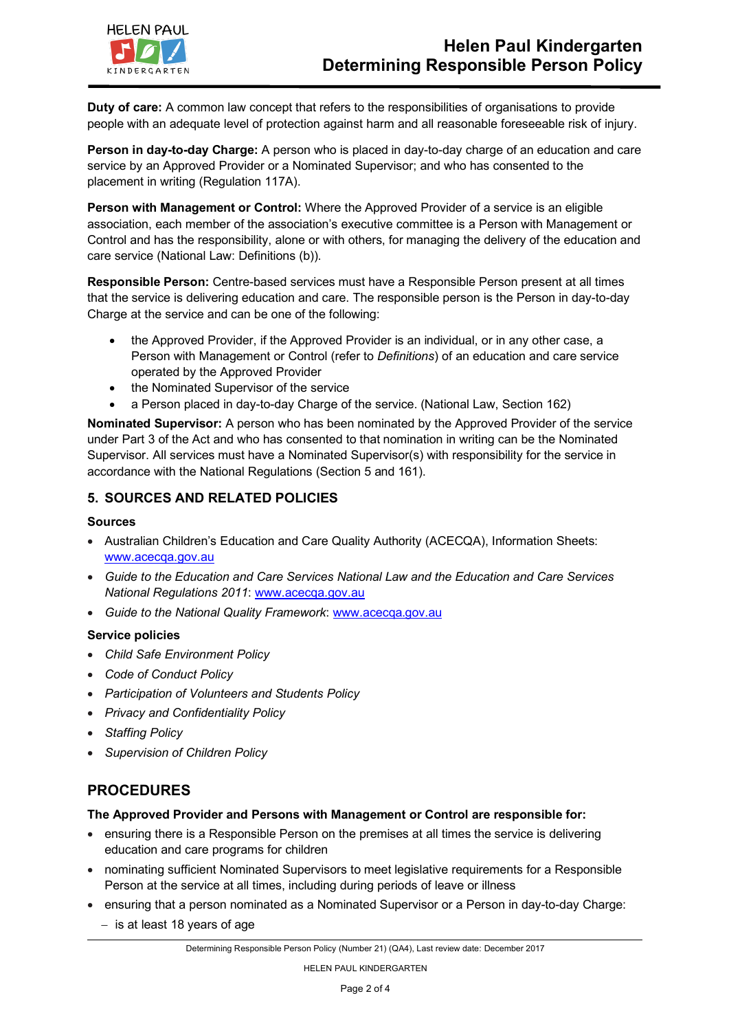**Duty of care:** A common law concept that refers to the responsibilities of organisations to provide people with an adequate level of protection against harm and all reasonable foreseeable risk of injury.

**Person in day-to-day Charge:** A person who is placed in day-to-day charge of an education and care service by an Approved Provider or a Nominated Supervisor; and who has consented to the placement in writing (Regulation 117A).

**Person with Management or Control:** Where the Approved Provider of a service is an eligible association, each member of the association's executive committee is a Person with Management or Control and has the responsibility, alone or with others, for managing the delivery of the education and care service (National Law: Definitions (b)).

**Responsible Person:** Centre-based services must have a Responsible Person present at all times that the service is delivering education and care. The responsible person is the Person in day-to-day Charge at the service and can be one of the following:

- the Approved Provider, if the Approved Provider is an individual, or in any other case, a Person with Management or Control (refer to *Definitions*) of an education and care service operated by the Approved Provider
- the Nominated Supervisor of the service
- a Person placed in day-to-day Charge of the service. (National Law, Section 162)

**Nominated Supervisor:** A person who has been nominated by the Approved Provider of the service under Part 3 of the Act and who has consented to that nomination in writing can be the Nominated Supervisor. All services must have a Nominated Supervisor(s) with responsibility for the service in accordance with the National Regulations (Section 5 and 161).

## 5. SOURCES AND RELATED POLICIES

### Sources

- Australian Children's Education and Care Quality Authority (ACECQA), Information Sheets: www.acecqa.gov.au
- *Guide to the Education and Care Services National Law and the Education and Care Services National Regulations 2011*: www.acecqa.gov.au
- *Guide to the National Quality Framework*: www.acecqa.gov.au

### Service policies

- *Child Safe Environment Policy*
- *Code of Conduct Policy*
- *Participation of Volunteers and Students Policy*
- *Privacy and Confidentiality Policy*
- *Staffing Policy*
- *Supervision of Children Policy*

## PROCEDURES

### The Approved Provider and Persons with Management or Control are responsible for:

- ensuring there is a Responsible Person on the premises at all times the service is delivering education and care programs for children
- nominating sufficient Nominated Supervisors to meet legislative requirements for a Responsible Person at the service at all times, including during periods of leave or illness
- ensuring that a person nominated as a Nominated Supervisor or a Person in day-to-day Charge:
  - is at least 18 years of age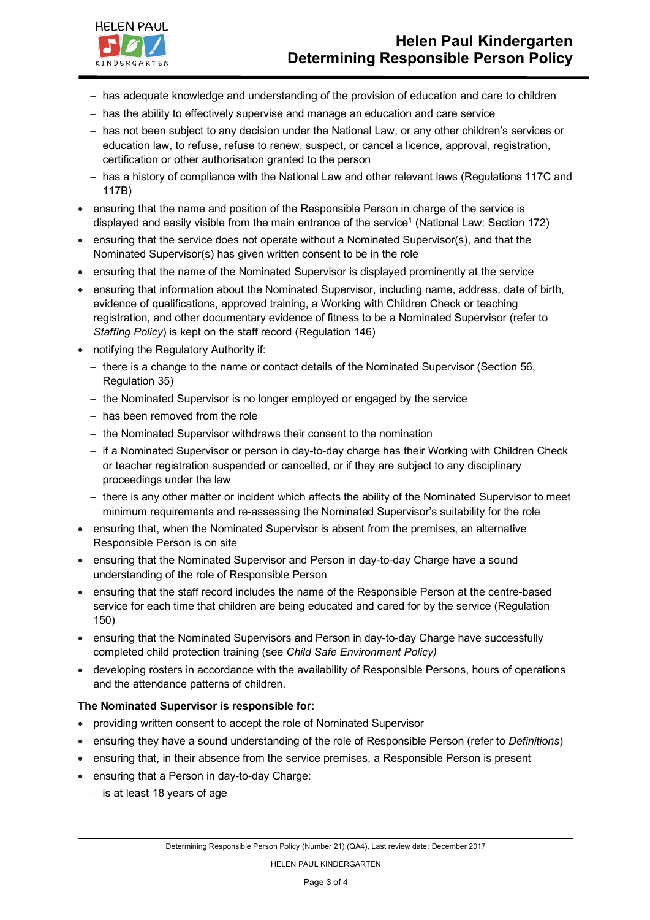- has adequate knowledge and understanding of the provision of education and care to children
  - has the ability to effectively supervise and manage an education and care service
  - has not been subject to any decision under the National Law, or any other children's services or education law, to refuse, refuse to renew, suspect, or cancel a licence, approval, registration, certification or other authorisation granted to the person
  - has a history of compliance with the National Law and other relevant laws (Regulations 117C and 117B)
- ensuring that the name and position of the Responsible Person in charge of the service is displayed and easily visible from the main entrance of the service[1] (National Law: Section 172)
- ensuring that the service does not operate without a Nominated Supervisor(s), and that the Nominated Supervisor(s) has given written consent to be in the role
- ensuring that the name of the Nominated Supervisor is displayed prominently at the service
- ensuring that information about the Nominated Supervisor, including name, address, date of birth, evidence of qualifications, approved training, a Working with Children Check or teaching registration, and other documentary evidence of fitness to be a Nominated Supervisor (refer to *Staffing Policy*) is kept on the staff record (Regulation 146)
- notifying the Regulatory Authority if:
  - there is a change to the name or contact details of the Nominated Supervisor (Section 56, Regulation 35)
  - the Nominated Supervisor is no longer employed or engaged by the service
  - has been removed from the role
  - the Nominated Supervisor withdraws their consent to the nomination
  - if a Nominated Supervisor or person in day-to-day charge has their Working with Children Check or teacher registration suspended or cancelled, or if they are subject to any disciplinary proceedings under the law
  - there is any other matter or incident which affects the ability of the Nominated Supervisor to meet minimum requirements and re-assessing the Nominated Supervisor's suitability for the role
- ensuring that, when the Nominated Supervisor is absent from the premises, an alternative Responsible Person is on site
- ensuring that the Nominated Supervisor and Person in day-to-day Charge have a sound understanding of the role of Responsible Person
- ensuring that the staff record includes the name of the Responsible Person at the centre-based service for each time that children are being educated and cared for by the service (Regulation 150)
- ensuring that the Nominated Supervisors and Person in day-to-day Charge have successfully completed child protection training (see *Child Safe Environment Policy)*
- developing rosters in accordance with the availability of Responsible Persons, hours of operations and the attendance patterns of children.

**The Nominated Supervisor is responsible for:**

- providing written consent to accept the role of Nominated Supervisor
- ensuring they have a sound understanding of the role of Responsible Person (refer to *Definitions*)
- ensuring that, in their absence from the service premises, a Responsible Person is present
- ensuring that a Person in day-to-day Charge:
  - is at least 18 years of age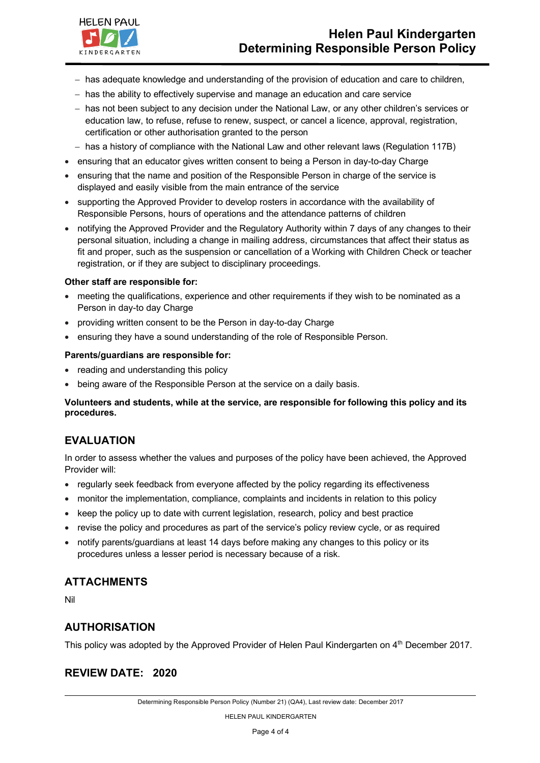- has adequate knowledge and understanding of the provision of education and care to children,
  - has the ability to effectively supervise and manage an education and care service
  - has not been subject to any decision under the National Law, or any other children's services or education law, to refuse, refuse to renew, suspect, or cancel a licence, approval, registration, certification or other authorisation granted to the person
  - has a history of compliance with the National Law and other relevant laws (Regulation 117B)
- ensuring that an educator gives written consent to being a Person in day-to-day Charge
- ensuring that the name and position of the Responsible Person in charge of the service is displayed and easily visible from the main entrance of the service
- supporting the Approved Provider to develop rosters in accordance with the availability of Responsible Persons, hours of operations and the attendance patterns of children
- notifying the Approved Provider and the Regulatory Authority within 7 days of any changes to their personal situation, including a change in mailing address, circumstances that affect their status as fit and proper, such as the suspension or cancellation of a Working with Children Check or teacher registration, or if they are subject to disciplinary proceedings.

**Other staff are responsible for:**

- meeting the qualifications, experience and other requirements if they wish to be nominated as a Person in day-to day Charge
- providing written consent to be the Person in day-to-day Charge
- ensuring they have a sound understanding of the role of Responsible Person.

**Parents/guardians are responsible for:**

- reading and understanding this policy
- being aware of the Responsible Person at the service on a daily basis.

**Volunteers and students, while at the service, are responsible for following this policy and its procedures.**

## EVALUATION

In order to assess whether the values and purposes of the policy have been achieved, the Approved Provider will:

- regularly seek feedback from everyone affected by the policy regarding its effectiveness
- monitor the implementation, compliance, complaints and incidents in relation to this policy
- keep the policy up to date with current legislation, research, policy and best practice
- revise the policy and procedures as part of the service's policy review cycle, or as required
- notify parents/guardians at least 14 days before making any changes to this policy or its procedures unless a lesser period is necessary because of a risk.

## ATTACHMENTS

Nil

## AUTHORISATION

This policy was adopted by the Approved Provider of Helen Paul Kindergarten on 4th December 2017.

## REVIEW DATE: 2020